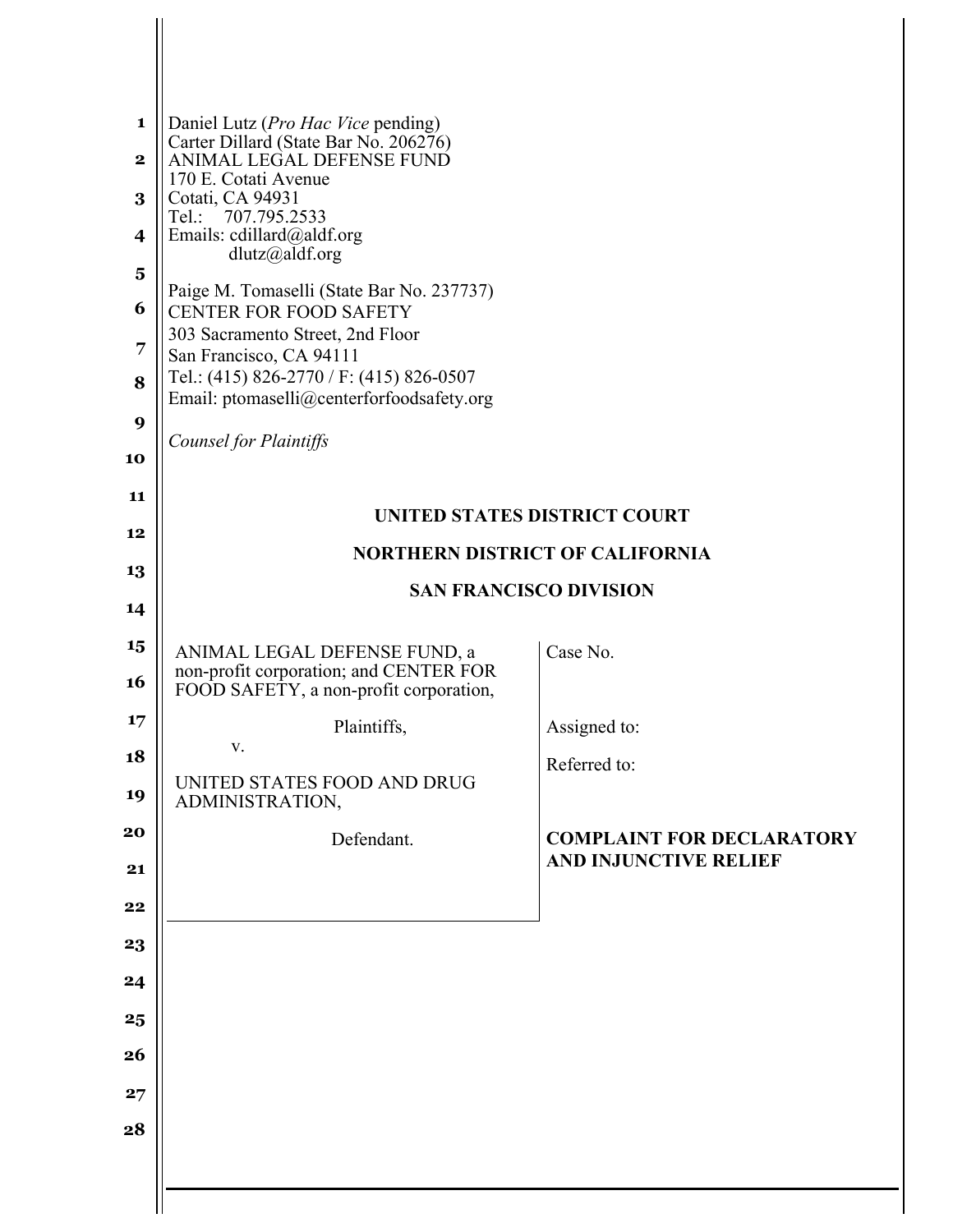Daniel Lutz (*Pro Hac Vice* pending)
Carter Dillard (State Bar No. 206276)
ANIMAL LEGAL DEFENSE FUND
170 E. Cotati Avenue
Cotati, CA 94931
Tel.: 707.795.2533
Emails: cdillard@aldf.org
dlutz@aldf.org

Paige M. Tomaselli (State Bar No. 237737)
CENTER FOR FOOD SAFETY
303 Sacramento Street, 2nd Floor
San Francisco, CA 94111
Tel.: (415) 826-2770 / F: (415) 826-0507
Email: ptomaselli@centerforfoodsafety.org

*Counsel for Plaintiffs*

**UNITED STATES DISTRICT COURT**

**NORTHERN DISTRICT OF CALIFORNIA**

**SAN FRANCISCO DIVISION**

| | |
|---|---|
| ANIMAL LEGAL DEFENSE FUND, a non-profit corporation; and CENTER FOR FOOD SAFETY, a non-profit corporation, | Case No. |
| Plaintiffs, | Assigned to: |
| v. | Referred to: |
| UNITED STATES FOOD AND DRUG ADMINISTRATION, | |
| Defendant. | **COMPLAINT FOR DECLARATORY AND INJUNCTIVE RELIEF** |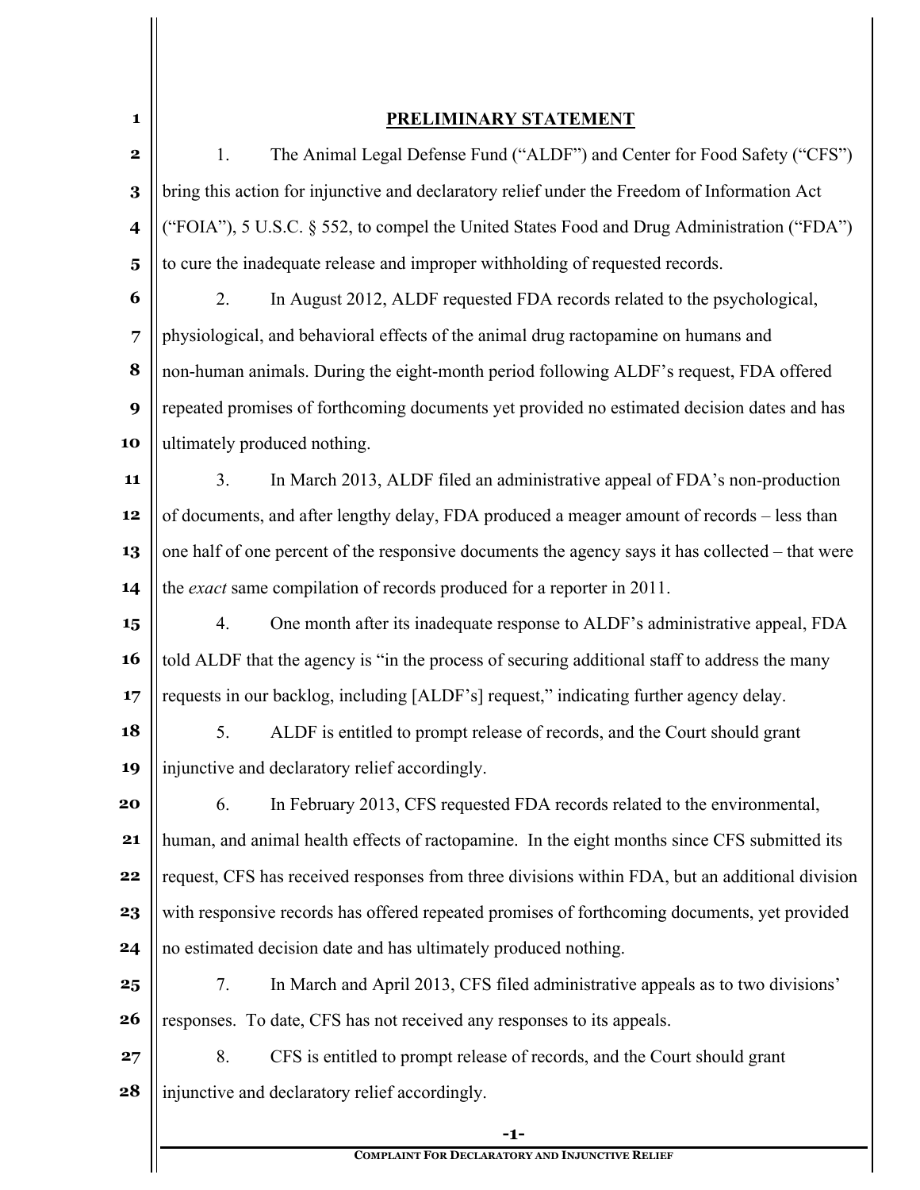## PRELIMINARY STATEMENT

1. The Animal Legal Defense Fund ("ALDF") and Center for Food Safety ("CFS") bring this action for injunctive and declaratory relief under the Freedom of Information Act ("FOIA"), 5 U.S.C. § 552, to compel the United States Food and Drug Administration ("FDA") to cure the inadequate release and improper withholding of requested records.

2. In August 2012, ALDF requested FDA records related to the psychological, physiological, and behavioral effects of the animal drug ractopamine on humans and non-human animals. During the eight-month period following ALDF's request, FDA offered repeated promises of forthcoming documents yet provided no estimated decision dates and has ultimately produced nothing.

3. In March 2013, ALDF filed an administrative appeal of FDA's non-production of documents, and after lengthy delay, FDA produced a meager amount of records – less than one half of one percent of the responsive documents the agency says it has collected – that were the *exact* same compilation of records produced for a reporter in 2011.

4. One month after its inadequate response to ALDF's administrative appeal, FDA told ALDF that the agency is "in the process of securing additional staff to address the many requests in our backlog, including [ALDF's] request," indicating further agency delay.

5. ALDF is entitled to prompt release of records, and the Court should grant injunctive and declaratory relief accordingly.

6. In February 2013, CFS requested FDA records related to the environmental, human, and animal health effects of ractopamine. In the eight months since CFS submitted its request, CFS has received responses from three divisions within FDA, but an additional division with responsive records has offered repeated promises of forthcoming documents, yet provided no estimated decision date and has ultimately produced nothing.

7. In March and April 2013, CFS filed administrative appeals as to two divisions' responses. To date, CFS has not received any responses to its appeals.

8. CFS is entitled to prompt release of records, and the Court should grant injunctive and declaratory relief accordingly.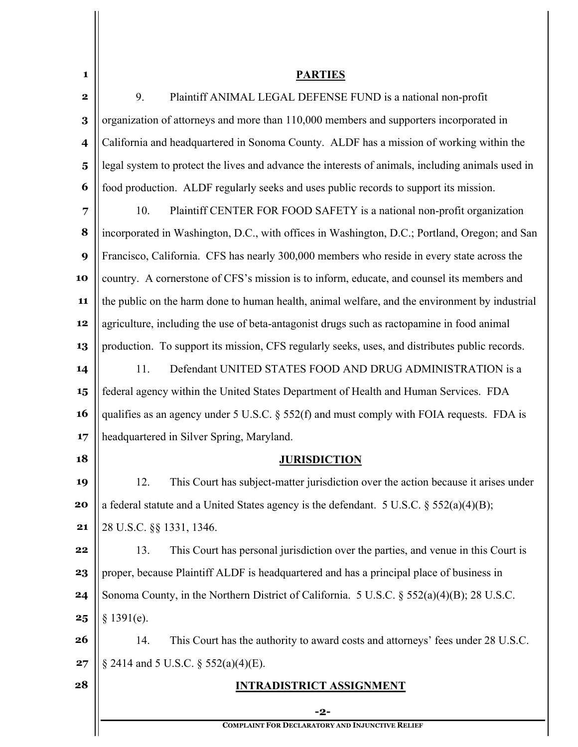## PARTIES

9. Plaintiff ANIMAL LEGAL DEFENSE FUND is a national non-profit organization of attorneys and more than 110,000 members and supporters incorporated in California and headquartered in Sonoma County. ALDF has a mission of working within the legal system to protect the lives and advance the interests of animals, including animals used in food production. ALDF regularly seeks and uses public records to support its mission.

10. Plaintiff CENTER FOR FOOD SAFETY is a national non-profit organization incorporated in Washington, D.C., with offices in Washington, D.C.; Portland, Oregon; and San Francisco, California. CFS has nearly 300,000 members who reside in every state across the country. A cornerstone of CFS's mission is to inform, educate, and counsel its members and the public on the harm done to human health, animal welfare, and the environment by industrial agriculture, including the use of beta-antagonist drugs such as ractopamine in food animal production. To support its mission, CFS regularly seeks, uses, and distributes public records.

11. Defendant UNITED STATES FOOD AND DRUG ADMINISTRATION is a federal agency within the United States Department of Health and Human Services. FDA qualifies as an agency under 5 U.S.C. § 552(f) and must comply with FOIA requests. FDA is headquartered in Silver Spring, Maryland.

## JURISDICTION

12. This Court has subject-matter jurisdiction over the action because it arises under a federal statute and a United States agency is the defendant. 5 U.S.C. § 552(a)(4)(B); 28 U.S.C. §§ 1331, 1346.

13. This Court has personal jurisdiction over the parties, and venue in this Court is proper, because Plaintiff ALDF is headquartered and has a principal place of business in Sonoma County, in the Northern District of California. 5 U.S.C. § 552(a)(4)(B); 28 U.S.C. § 1391(e).

14. This Court has the authority to award costs and attorneys' fees under 28 U.S.C. § 2414 and 5 U.S.C. § 552(a)(4)(E).

## INTRADISTRICT ASSIGNMENT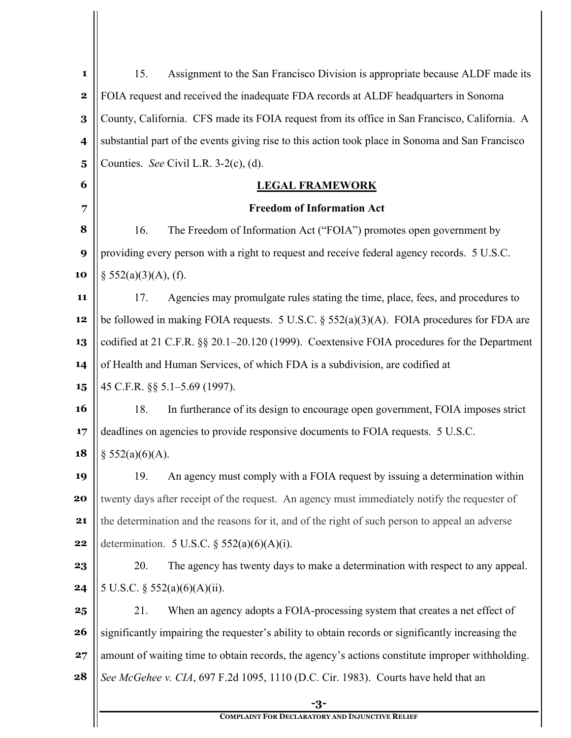15. Assignment to the San Francisco Division is appropriate because ALDF made its FOIA request and received the inadequate FDA records at ALDF headquarters in Sonoma County, California. CFS made its FOIA request from its office in San Francisco, California. A substantial part of the events giving rise to this action took place in Sonoma and San Francisco Counties. *See* Civil L.R. 3-2(c), (d).

## LEGAL FRAMEWORK

### Freedom of Information Act

16. The Freedom of Information Act ("FOIA") promotes open government by providing every person with a right to request and receive federal agency records. 5 U.S.C. § 552(a)(3)(A), (f).

17. Agencies may promulgate rules stating the time, place, fees, and procedures to be followed in making FOIA requests. 5 U.S.C. § 552(a)(3)(A). FOIA procedures for FDA are codified at 21 C.F.R. §§ 20.1–20.120 (1999). Coextensive FOIA procedures for the Department of Health and Human Services, of which FDA is a subdivision, are codified at 45 C.F.R. §§ 5.1–5.69 (1997).

18. In furtherance of its design to encourage open government, FOIA imposes strict deadlines on agencies to provide responsive documents to FOIA requests. 5 U.S.C. § 552(a)(6)(A).

19. An agency must comply with a FOIA request by issuing a determination within twenty days after receipt of the request. An agency must immediately notify the requester of the determination and the reasons for it, and of the right of such person to appeal an adverse determination. 5 U.S.C. § 552(a)(6)(A)(i).

20. The agency has twenty days to make a determination with respect to any appeal. 5 U.S.C. § 552(a)(6)(A)(ii).

21. When an agency adopts a FOIA-processing system that creates a net effect of significantly impairing the requester's ability to obtain records or significantly increasing the amount of waiting time to obtain records, the agency's actions constitute improper withholding. *See McGehee v. CIA*, 697 F.2d 1095, 1110 (D.C. Cir. 1983). Courts have held that an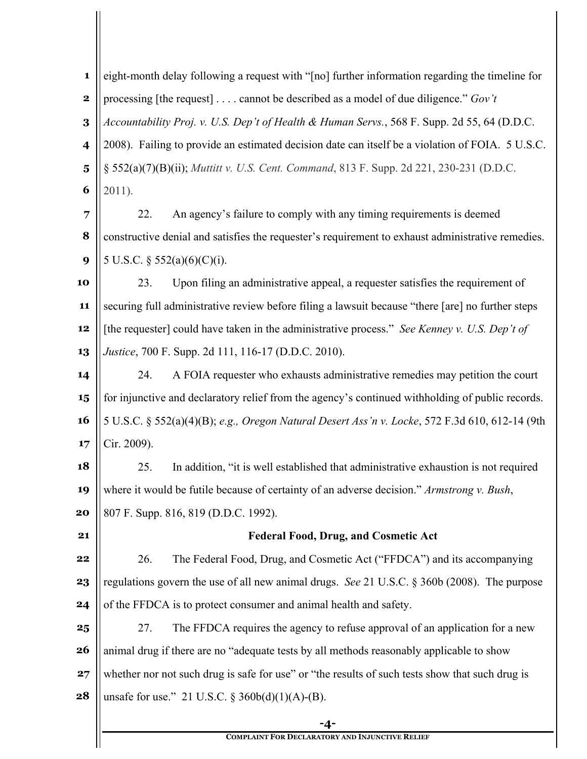eight-month delay following a request with "[no] further information regarding the timeline for processing [the request] . . . . cannot be described as a model of due diligence." *Gov't Accountability Proj. v. U.S. Dep't of Health & Human Servs.*, 568 F. Supp. 2d 55, 64 (D.D.C. 2008). Failing to provide an estimated decision date can itself be a violation of FOIA. 5 U.S.C. § 552(a)(7)(B)(ii); *Muttitt v. U.S. Cent. Command*, 813 F. Supp. 2d 221, 230-231 (D.D.C. 2011).

22. An agency's failure to comply with any timing requirements is deemed constructive denial and satisfies the requester's requirement to exhaust administrative remedies. 5 U.S.C. § 552(a)(6)(C)(i).

23. Upon filing an administrative appeal, a requester satisfies the requirement of securing full administrative review before filing a lawsuit because "there [are] no further steps [the requester] could have taken in the administrative process." *See Kenney v. U.S. Dep't of Justice*, 700 F. Supp. 2d 111, 116-17 (D.D.C. 2010).

24. A FOIA requester who exhausts administrative remedies may petition the court for injunctive and declaratory relief from the agency's continued withholding of public records. 5 U.S.C. § 552(a)(4)(B); *e.g., Oregon Natural Desert Ass'n v. Locke*, 572 F.3d 610, 612-14 (9th Cir. 2009).

25. In addition, "it is well established that administrative exhaustion is not required where it would be futile because of certainty of an adverse decision." *Armstrong v. Bush*, 807 F. Supp. 816, 819 (D.D.C. 1992).

**Federal Food, Drug, and Cosmetic Act**

26. The Federal Food, Drug, and Cosmetic Act ("FFDCA") and its accompanying regulations govern the use of all new animal drugs. *See* 21 U.S.C. § 360b (2008). The purpose of the FFDCA is to protect consumer and animal health and safety.

27. The FFDCA requires the agency to refuse approval of an application for a new animal drug if there are no "adequate tests by all methods reasonably applicable to show whether nor not such drug is safe for use" or "the results of such tests show that such drug is unsafe for use." 21 U.S.C. § 360b(d)(1)(A)-(B).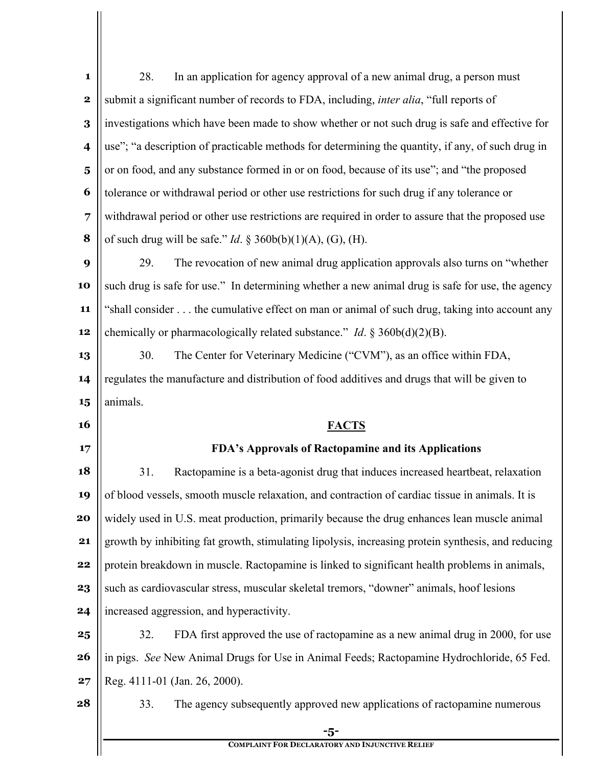28. In an application for agency approval of a new animal drug, a person must submit a significant number of records to FDA, including, *inter alia*, "full reports of investigations which have been made to show whether or not such drug is safe and effective for use"; "a description of practicable methods for determining the quantity, if any, of such drug in or on food, and any substance formed in or on food, because of its use"; and "the proposed tolerance or withdrawal period or other use restrictions for such drug if any tolerance or withdrawal period or other use restrictions are required in order to assure that the proposed use of such drug will be safe." *Id*. § 360b(b)(1)(A), (G), (H).

29. The revocation of new animal drug application approvals also turns on "whether such drug is safe for use." In determining whether a new animal drug is safe for use, the agency "shall consider . . . the cumulative effect on man or animal of such drug, taking into account any chemically or pharmacologically related substance." *Id*. § 360b(d)(2)(B).

30. The Center for Veterinary Medicine ("CVM"), as an office within FDA, regulates the manufacture and distribution of food additives and drugs that will be given to animals.

## FACTS

### FDA's Approvals of Ractopamine and its Applications

31. Ractopamine is a beta-agonist drug that induces increased heartbeat, relaxation of blood vessels, smooth muscle relaxation, and contraction of cardiac tissue in animals. It is widely used in U.S. meat production, primarily because the drug enhances lean muscle animal growth by inhibiting fat growth, stimulating lipolysis, increasing protein synthesis, and reducing protein breakdown in muscle. Ractopamine is linked to significant health problems in animals, such as cardiovascular stress, muscular skeletal tremors, "downer" animals, hoof lesions increased aggression, and hyperactivity.

32. FDA first approved the use of ractopamine as a new animal drug in 2000, for use in pigs. *See* New Animal Drugs for Use in Animal Feeds; Ractopamine Hydrochloride, 65 Fed. Reg. 4111-01 (Jan. 26, 2000).

33. The agency subsequently approved new applications of ractopamine numerous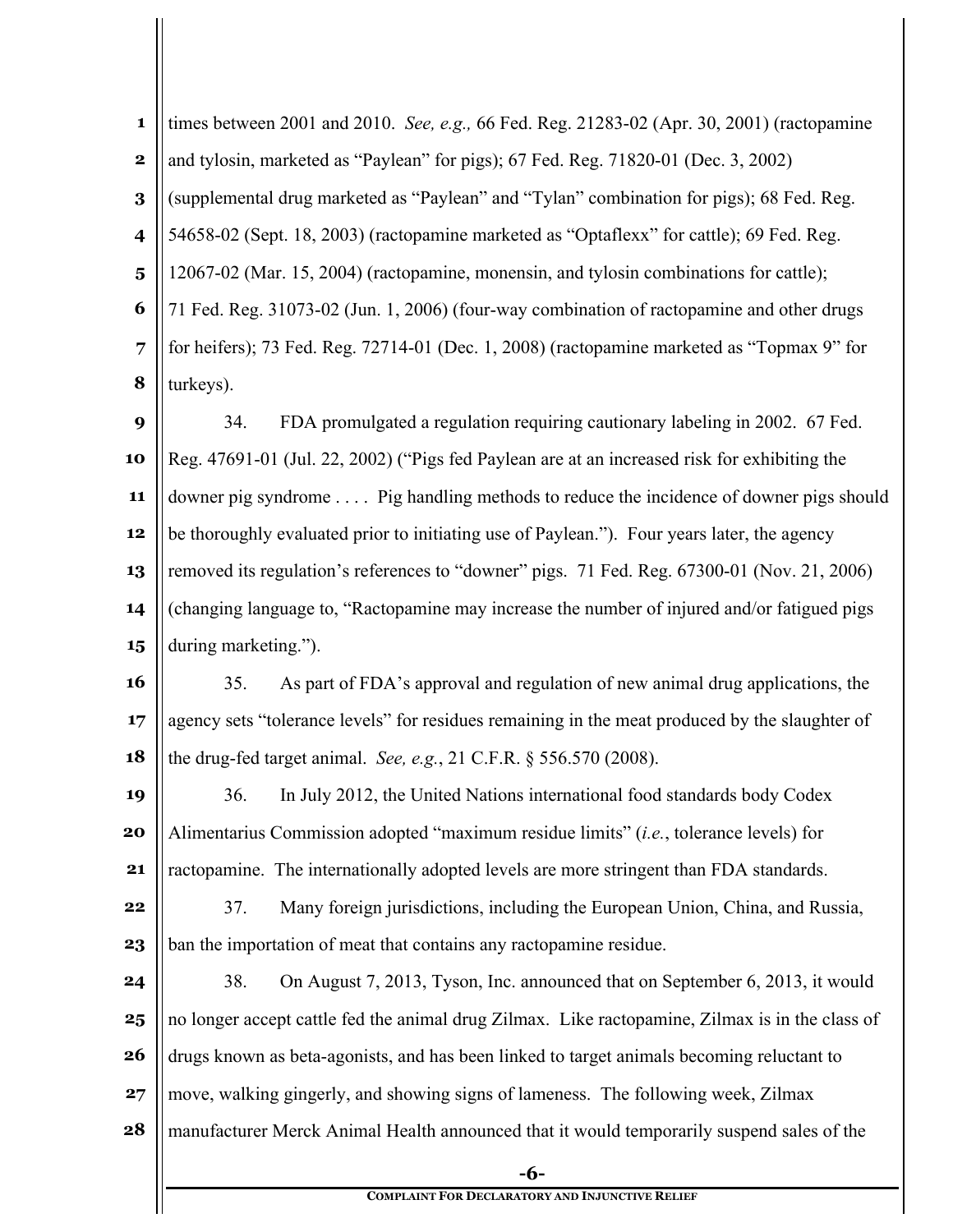times between 2001 and 2010. *See, e.g.,* 66 Fed. Reg. 21283-02 (Apr. 30, 2001) (ractopamine and tylosin, marketed as "Paylean" for pigs); 67 Fed. Reg. 71820-01 (Dec. 3, 2002) (supplemental drug marketed as "Paylean" and "Tylan" combination for pigs); 68 Fed. Reg. 54658-02 (Sept. 18, 2003) (ractopamine marketed as "Optaflexx" for cattle); 69 Fed. Reg. 12067-02 (Mar. 15, 2004) (ractopamine, monensin, and tylosin combinations for cattle); 71 Fed. Reg. 31073-02 (Jun. 1, 2006) (four-way combination of ractopamine and other drugs for heifers); 73 Fed. Reg. 72714-01 (Dec. 1, 2008) (ractopamine marketed as "Topmax 9" for turkeys).

34. FDA promulgated a regulation requiring cautionary labeling in 2002. 67 Fed. Reg. 47691-01 (Jul. 22, 2002) ("Pigs fed Paylean are at an increased risk for exhibiting the downer pig syndrome . . . . Pig handling methods to reduce the incidence of downer pigs should be thoroughly evaluated prior to initiating use of Paylean."). Four years later, the agency removed its regulation's references to "downer" pigs. 71 Fed. Reg. 67300-01 (Nov. 21, 2006) (changing language to, "Ractopamine may increase the number of injured and/or fatigued pigs during marketing.").

35. As part of FDA's approval and regulation of new animal drug applications, the agency sets "tolerance levels" for residues remaining in the meat produced by the slaughter of the drug-fed target animal. *See, e.g.*, 21 C.F.R. § 556.570 (2008).

36. In July 2012, the United Nations international food standards body Codex Alimentarius Commission adopted "maximum residue limits" (*i.e.*, tolerance levels) for ractopamine. The internationally adopted levels are more stringent than FDA standards.

37. Many foreign jurisdictions, including the European Union, China, and Russia, ban the importation of meat that contains any ractopamine residue.

38. On August 7, 2013, Tyson, Inc. announced that on September 6, 2013, it would no longer accept cattle fed the animal drug Zilmax. Like ractopamine, Zilmax is in the class of drugs known as beta-agonists, and has been linked to target animals becoming reluctant to move, walking gingerly, and showing signs of lameness. The following week, Zilmax manufacturer Merck Animal Health announced that it would temporarily suspend sales of the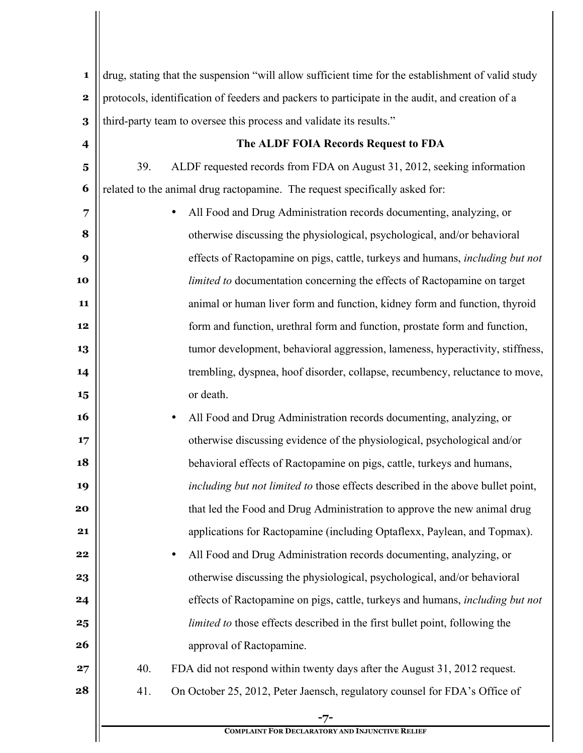drug, stating that the suspension "will allow sufficient time for the establishment of valid study protocols, identification of feeders and packers to participate in the audit, and creation of a third-party team to oversee this process and validate its results."

**The ALDF FOIA Records Request to FDA**

39. ALDF requested records from FDA on August 31, 2012, seeking information related to the animal drug ractopamine. The request specifically asked for:

- All Food and Drug Administration records documenting, analyzing, or otherwise discussing the physiological, psychological, and/or behavioral effects of Ractopamine on pigs, cattle, turkeys and humans, *including but not limited to* documentation concerning the effects of Ractopamine on target animal or human liver form and function, kidney form and function, thyroid form and function, urethral form and function, prostate form and function, tumor development, behavioral aggression, lameness, hyperactivity, stiffness, trembling, dyspnea, hoof disorder, collapse, recumbency, reluctance to move, or death.
- All Food and Drug Administration records documenting, analyzing, or otherwise discussing evidence of the physiological, psychological and/or behavioral effects of Ractopamine on pigs, cattle, turkeys and humans, *including but not limited to* those effects described in the above bullet point, that led the Food and Drug Administration to approve the new animal drug applications for Ractopamine (including Optaflexx, Paylean, and Topmax).
- All Food and Drug Administration records documenting, analyzing, or otherwise discussing the physiological, psychological, and/or behavioral effects of Ractopamine on pigs, cattle, turkeys and humans, *including but not limited to* those effects described in the first bullet point, following the approval of Ractopamine.

40. FDA did not respond within twenty days after the August 31, 2012 request.

41. On October 25, 2012, Peter Jaensch, regulatory counsel for FDA's Office of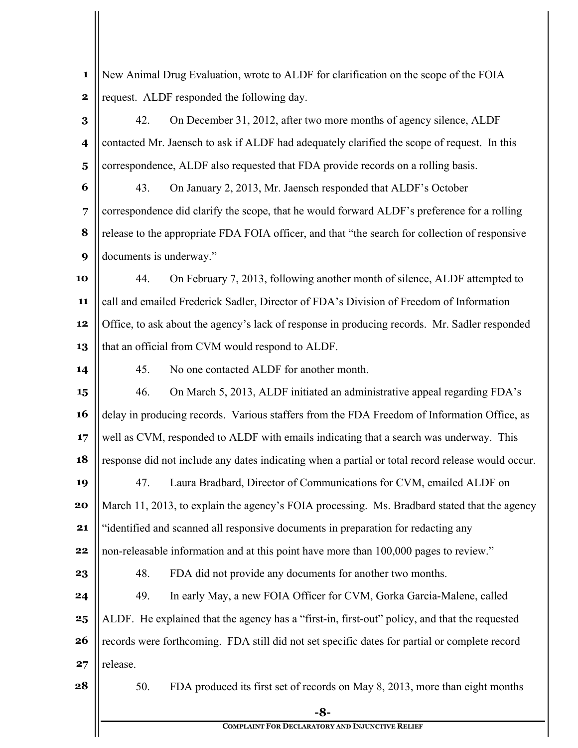New Animal Drug Evaluation, wrote to ALDF for clarification on the scope of the FOIA request. ALDF responded the following day.

42. On December 31, 2012, after two more months of agency silence, ALDF contacted Mr. Jaensch to ask if ALDF had adequately clarified the scope of request. In this correspondence, ALDF also requested that FDA provide records on a rolling basis.

43. On January 2, 2013, Mr. Jaensch responded that ALDF's October correspondence did clarify the scope, that he would forward ALDF's preference for a rolling release to the appropriate FDA FOIA officer, and that "the search for collection of responsive documents is underway."

44. On February 7, 2013, following another month of silence, ALDF attempted to call and emailed Frederick Sadler, Director of FDA's Division of Freedom of Information Office, to ask about the agency's lack of response in producing records. Mr. Sadler responded that an official from CVM would respond to ALDF.

45. No one contacted ALDF for another month.

46. On March 5, 2013, ALDF initiated an administrative appeal regarding FDA's delay in producing records. Various staffers from the FDA Freedom of Information Office, as well as CVM, responded to ALDF with emails indicating that a search was underway. This response did not include any dates indicating when a partial or total record release would occur.

47. Laura Bradbard, Director of Communications for CVM, emailed ALDF on March 11, 2013, to explain the agency's FOIA processing. Ms. Bradbard stated that the agency "identified and scanned all responsive documents in preparation for redacting any non-releasable information and at this point have more than 100,000 pages to review."

48. FDA did not provide any documents for another two months.

49. In early May, a new FOIA Officer for CVM, Gorka Garcia-Malene, called ALDF. He explained that the agency has a "first-in, first-out" policy, and that the requested records were forthcoming. FDA still did not set specific dates for partial or complete record release.

50. FDA produced its first set of records on May 8, 2013, more than eight months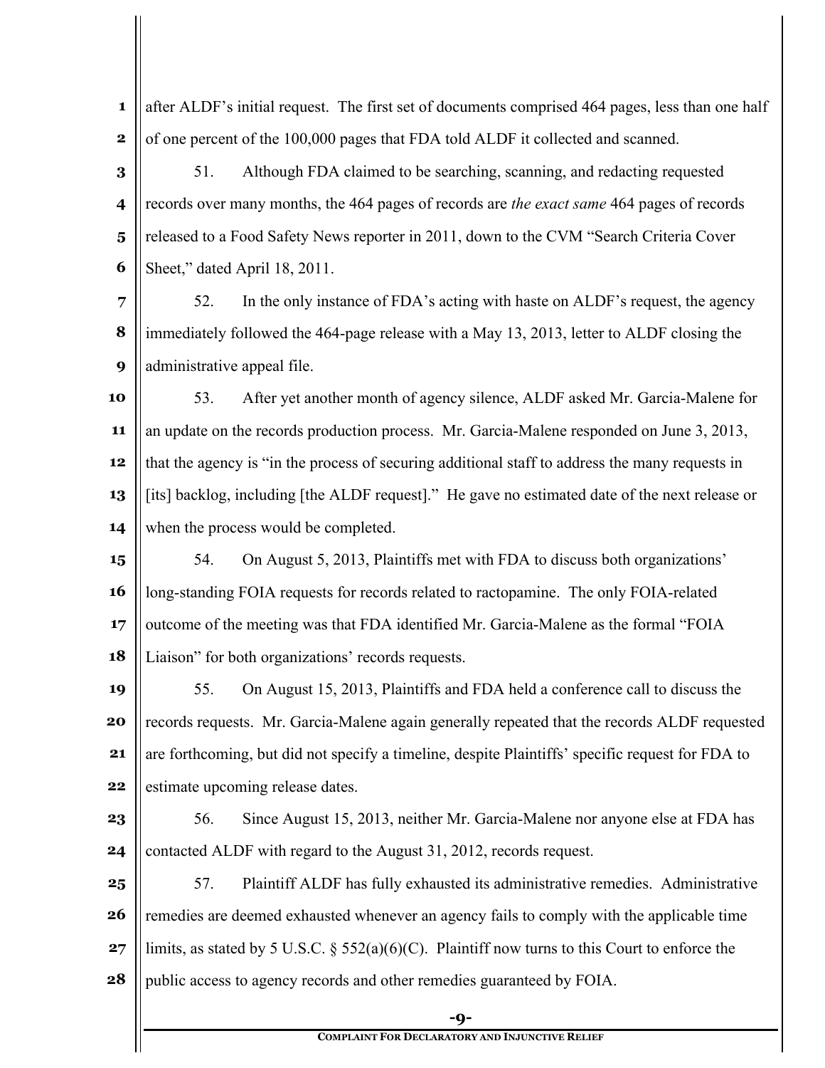after ALDF's initial request. The first set of documents comprised 464 pages, less than one half of one percent of the 100,000 pages that FDA told ALDF it collected and scanned.

51. Although FDA claimed to be searching, scanning, and redacting requested records over many months, the 464 pages of records are *the exact same* 464 pages of records released to a Food Safety News reporter in 2011, down to the CVM "Search Criteria Cover Sheet," dated April 18, 2011.

52. In the only instance of FDA's acting with haste on ALDF's request, the agency immediately followed the 464-page release with a May 13, 2013, letter to ALDF closing the administrative appeal file.

53. After yet another month of agency silence, ALDF asked Mr. Garcia-Malene for an update on the records production process. Mr. Garcia-Malene responded on June 3, 2013, that the agency is "in the process of securing additional staff to address the many requests in [its] backlog, including [the ALDF request]." He gave no estimated date of the next release or when the process would be completed.

54. On August 5, 2013, Plaintiffs met with FDA to discuss both organizations' long-standing FOIA requests for records related to ractopamine. The only FOIA-related outcome of the meeting was that FDA identified Mr. Garcia-Malene as the formal "FOIA Liaison" for both organizations' records requests.

55. On August 15, 2013, Plaintiffs and FDA held a conference call to discuss the records requests. Mr. Garcia-Malene again generally repeated that the records ALDF requested are forthcoming, but did not specify a timeline, despite Plaintiffs' specific request for FDA to estimate upcoming release dates.

56. Since August 15, 2013, neither Mr. Garcia-Malene nor anyone else at FDA has contacted ALDF with regard to the August 31, 2012, records request.

57. Plaintiff ALDF has fully exhausted its administrative remedies. Administrative remedies are deemed exhausted whenever an agency fails to comply with the applicable time limits, as stated by 5 U.S.C. § 552(a)(6)(C). Plaintiff now turns to this Court to enforce the public access to agency records and other remedies guaranteed by FOIA.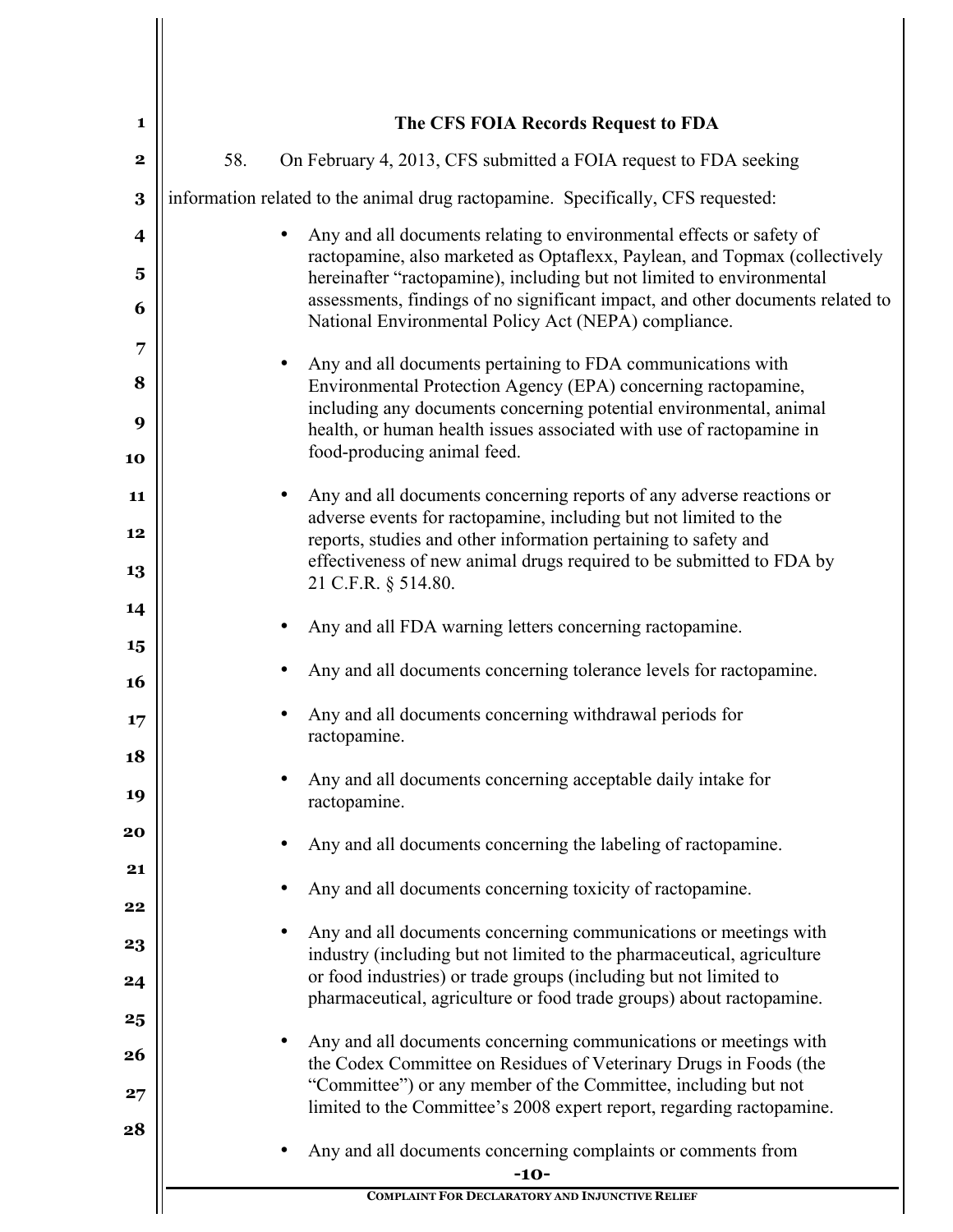## The CFS FOIA Records Request to FDA

58. On February 4, 2013, CFS submitted a FOIA request to FDA seeking information related to the animal drug ractopamine. Specifically, CFS requested:

- Any and all documents relating to environmental effects or safety of ractopamine, also marketed as Optaflexx, Paylean, and Topmax (collectively hereinafter "ractopamine), including but not limited to environmental assessments, findings of no significant impact, and other documents related to National Environmental Policy Act (NEPA) compliance.

- Any and all documents pertaining to FDA communications with Environmental Protection Agency (EPA) concerning ractopamine, including any documents concerning potential environmental, animal health, or human health issues associated with use of ractopamine in food-producing animal feed.

- Any and all documents concerning reports of any adverse reactions or adverse events for ractopamine, including but not limited to the reports, studies and other information pertaining to safety and effectiveness of new animal drugs required to be submitted to FDA by 21 C.F.R. § 514.80.

- Any and all FDA warning letters concerning ractopamine.

- Any and all documents concerning tolerance levels for ractopamine.

- Any and all documents concerning withdrawal periods for ractopamine.

- Any and all documents concerning acceptable daily intake for ractopamine.

- Any and all documents concerning the labeling of ractopamine.

- Any and all documents concerning toxicity of ractopamine.

- Any and all documents concerning communications or meetings with industry (including but not limited to the pharmaceutical, agriculture or food industries) or trade groups (including but not limited to pharmaceutical, agriculture or food trade groups) about ractopamine.

- Any and all documents concerning communications or meetings with the Codex Committee on Residues of Veterinary Drugs in Foods (the "Committee") or any member of the Committee, including but not limited to the Committee's 2008 expert report, regarding ractopamine.

- Any and all documents concerning complaints or comments from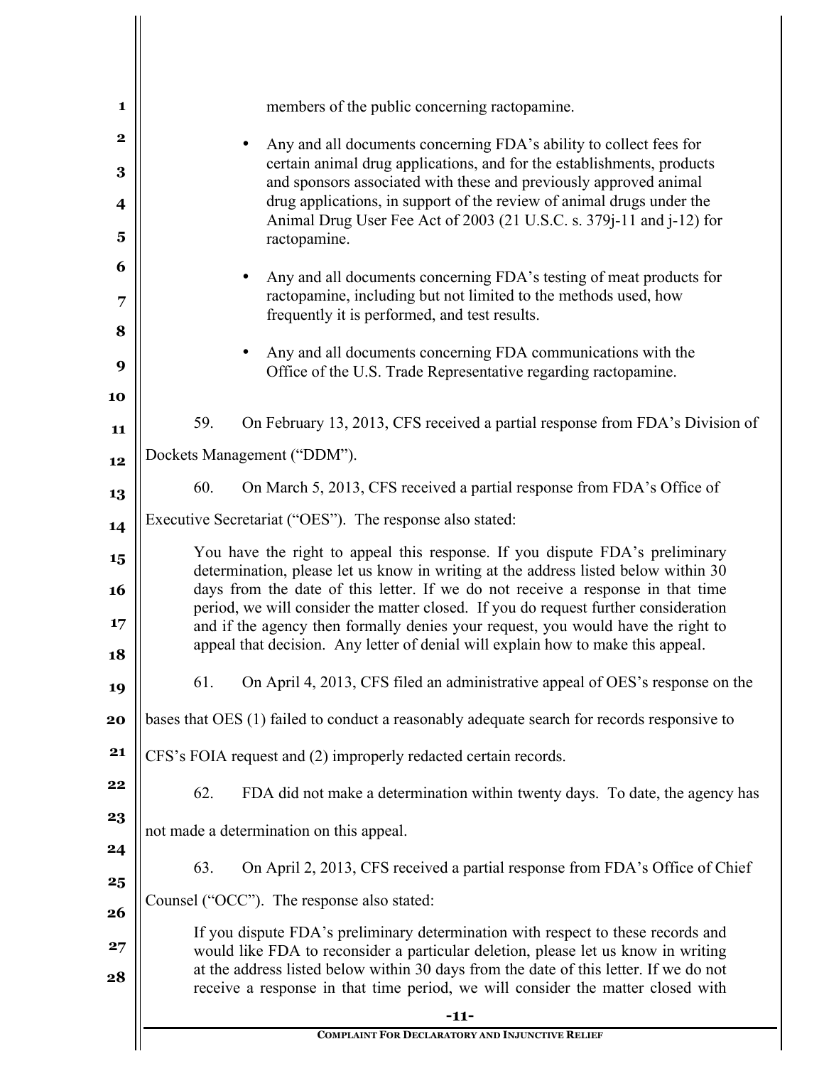members of the public concerning ractopamine.

- Any and all documents concerning FDA's ability to collect fees for certain animal drug applications, and for the establishments, products and sponsors associated with these and previously approved animal drug applications, in support of the review of animal drugs under the Animal Drug User Fee Act of 2003 (21 U.S.C. s. 379j-11 and j-12) for ractopamine.

- Any and all documents concerning FDA's testing of meat products for ractopamine, including but not limited to the methods used, how frequently it is performed, and test results.

- Any and all documents concerning FDA communications with the Office of the U.S. Trade Representative regarding ractopamine.

59. On February 13, 2013, CFS received a partial response from FDA's Division of Dockets Management ("DDM").

60. On March 5, 2013, CFS received a partial response from FDA's Office of Executive Secretariat ("OES"). The response also stated:

> You have the right to appeal this response. If you dispute FDA's preliminary determination, please let us know in writing at the address listed below within 30 days from the date of this letter. If we do not receive a response in that time period, we will consider the matter closed. If you do request further consideration and if the agency then formally denies your request, you would have the right to appeal that decision. Any letter of denial will explain how to make this appeal.

61. On April 4, 2013, CFS filed an administrative appeal of OES's response on the bases that OES (1) failed to conduct a reasonably adequate search for records responsive to CFS's FOIA request and (2) improperly redacted certain records.

62. FDA did not make a determination within twenty days. To date, the agency has not made a determination on this appeal.

63. On April 2, 2013, CFS received a partial response from FDA's Office of Chief Counsel ("OCC"). The response also stated:

> If you dispute FDA's preliminary determination with respect to these records and would like FDA to reconsider a particular deletion, please let us know in writing at the address listed below within 30 days from the date of this letter. If we do not receive a response in that time period, we will consider the matter closed with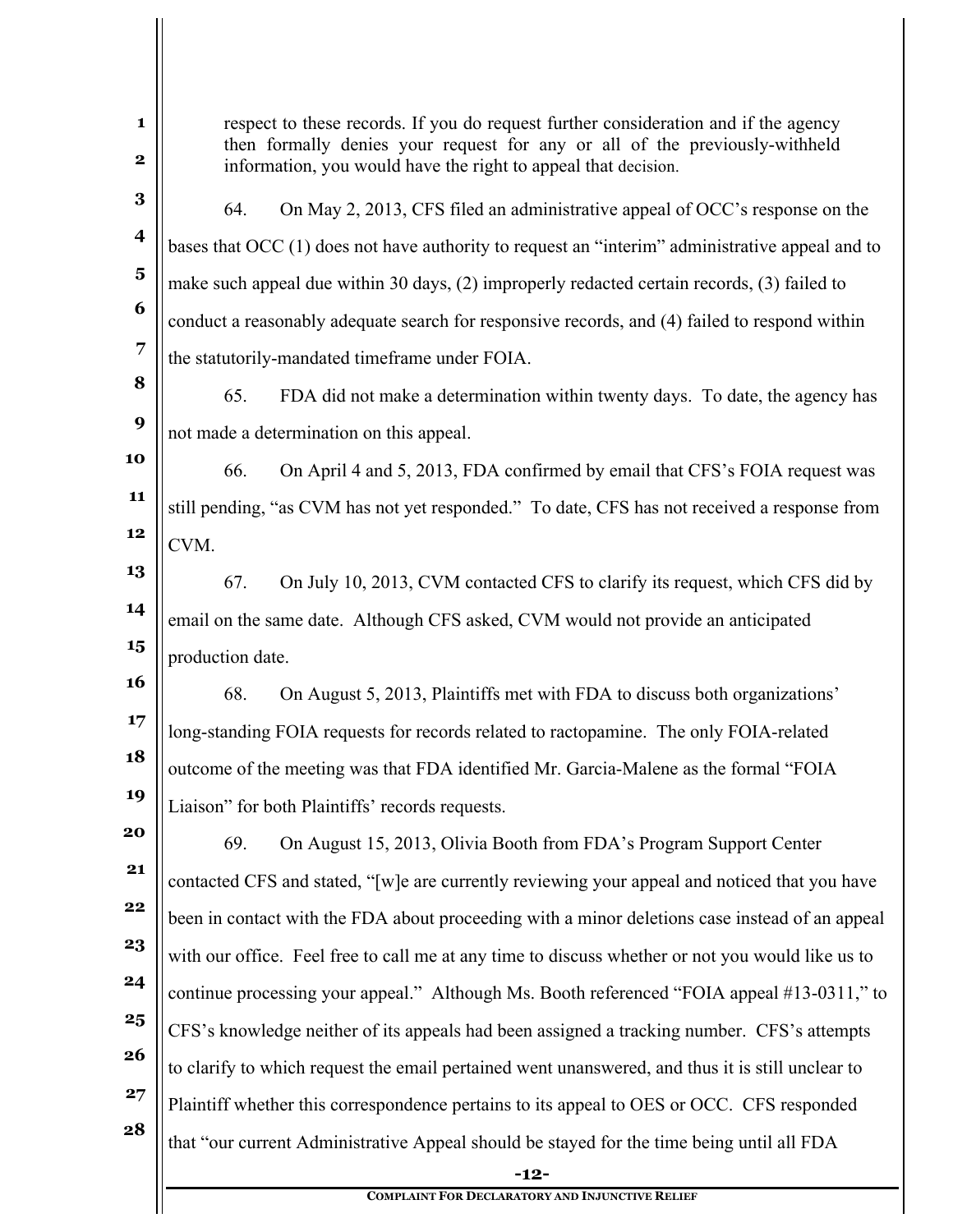respect to these records. If you do request further consideration and if the agency then formally denies your request for any or all of the previously-withheld information, you would have the right to appeal that decision.

64. On May 2, 2013, CFS filed an administrative appeal of OCC's response on the bases that OCC (1) does not have authority to request an "interim" administrative appeal and to make such appeal due within 30 days, (2) improperly redacted certain records, (3) failed to conduct a reasonably adequate search for responsive records, and (4) failed to respond within the statutorily-mandated timeframe under FOIA.

65. FDA did not make a determination within twenty days. To date, the agency has not made a determination on this appeal.

66. On April 4 and 5, 2013, FDA confirmed by email that CFS's FOIA request was still pending, "as CVM has not yet responded." To date, CFS has not received a response from CVM.

67. On July 10, 2013, CVM contacted CFS to clarify its request, which CFS did by email on the same date. Although CFS asked, CVM would not provide an anticipated production date.

68. On August 5, 2013, Plaintiffs met with FDA to discuss both organizations' long-standing FOIA requests for records related to ractopamine. The only FOIA-related outcome of the meeting was that FDA identified Mr. Garcia-Malene as the formal "FOIA Liaison" for both Plaintiffs' records requests.

69. On August 15, 2013, Olivia Booth from FDA's Program Support Center contacted CFS and stated, "[w]e are currently reviewing your appeal and noticed that you have been in contact with the FDA about proceeding with a minor deletions case instead of an appeal with our office. Feel free to call me at any time to discuss whether or not you would like us to continue processing your appeal." Although Ms. Booth referenced "FOIA appeal #13-0311," to CFS's knowledge neither of its appeals had been assigned a tracking number. CFS's attempts to clarify to which request the email pertained went unanswered, and thus it is still unclear to Plaintiff whether this correspondence pertains to its appeal to OES or OCC. CFS responded that "our current Administrative Appeal should be stayed for the time being until all FDA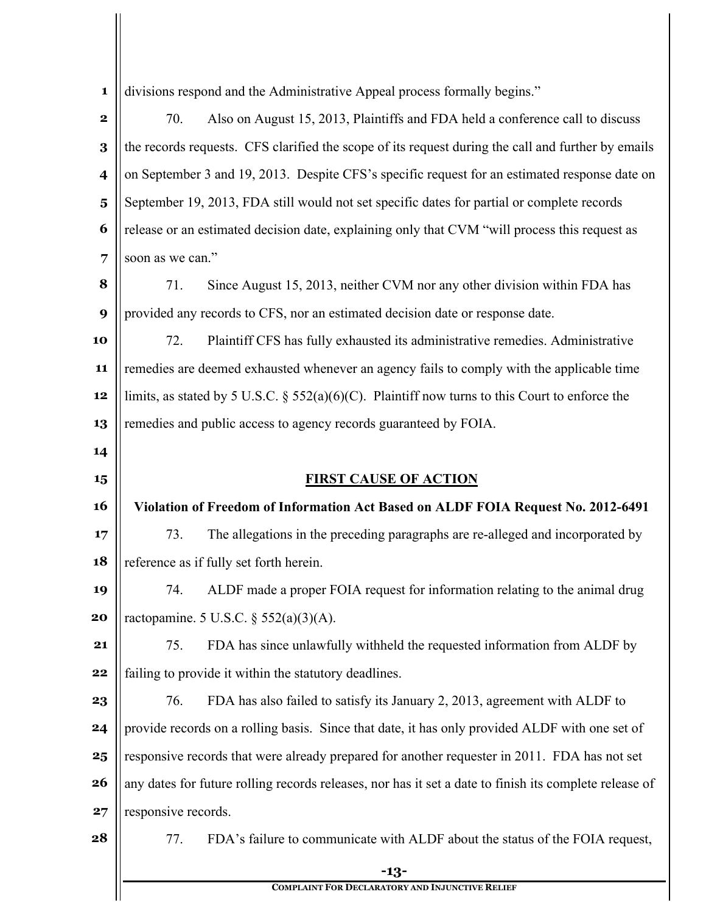divisions respond and the Administrative Appeal process formally begins."

70. Also on August 15, 2013, Plaintiffs and FDA held a conference call to discuss the records requests. CFS clarified the scope of its request during the call and further by emails on September 3 and 19, 2013. Despite CFS's specific request for an estimated response date on September 19, 2013, FDA still would not set specific dates for partial or complete records release or an estimated decision date, explaining only that CVM "will process this request as soon as we can."

71. Since August 15, 2013, neither CVM nor any other division within FDA has provided any records to CFS, nor an estimated decision date or response date.

72. Plaintiff CFS has fully exhausted its administrative remedies. Administrative remedies are deemed exhausted whenever an agency fails to comply with the applicable time limits, as stated by 5 U.S.C. § 552(a)(6)(C). Plaintiff now turns to this Court to enforce the remedies and public access to agency records guaranteed by FOIA.

## FIRST CAUSE OF ACTION

**Violation of Freedom of Information Act Based on ALDF FOIA Request No. 2012-6491**

73. The allegations in the preceding paragraphs are re-alleged and incorporated by reference as if fully set forth herein.

74. ALDF made a proper FOIA request for information relating to the animal drug ractopamine. 5 U.S.C. § 552(a)(3)(A).

75. FDA has since unlawfully withheld the requested information from ALDF by failing to provide it within the statutory deadlines.

76. FDA has also failed to satisfy its January 2, 2013, agreement with ALDF to provide records on a rolling basis. Since that date, it has only provided ALDF with one set of responsive records that were already prepared for another requester in 2011. FDA has not set any dates for future rolling records releases, nor has it set a date to finish its complete release of responsive records.

77. FDA's failure to communicate with ALDF about the status of the FOIA request,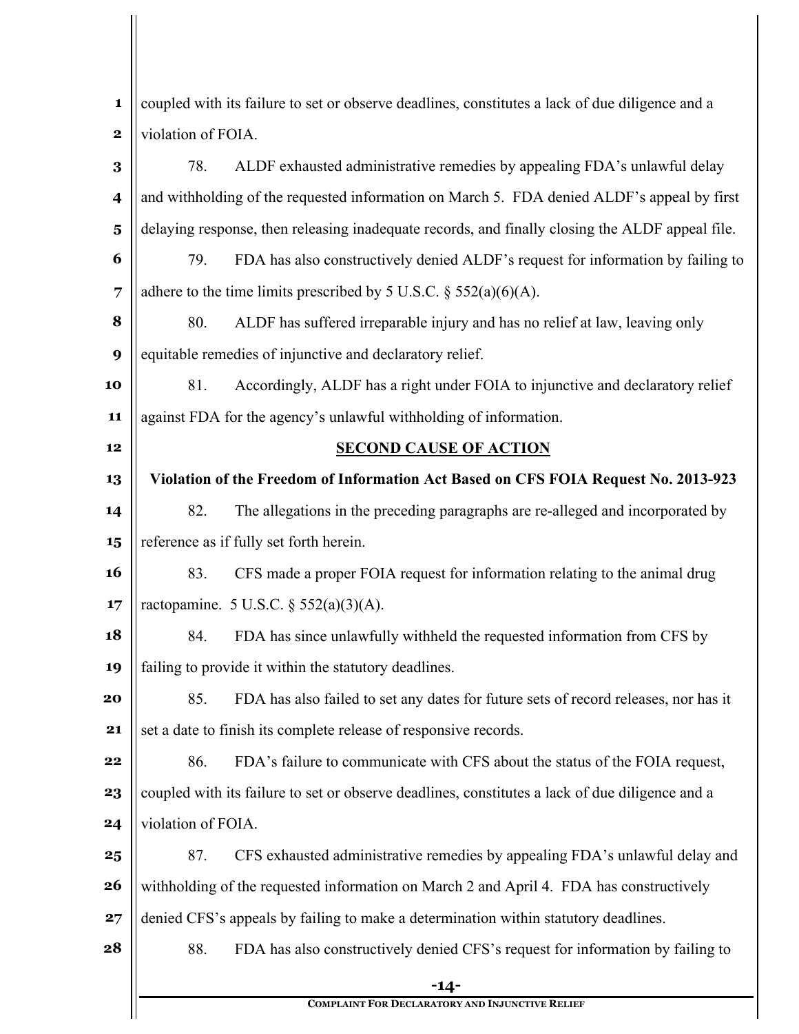coupled with its failure to set or observe deadlines, constitutes a lack of due diligence and a violation of FOIA.

78. ALDF exhausted administrative remedies by appealing FDA's unlawful delay and withholding of the requested information on March 5. FDA denied ALDF's appeal by first delaying response, then releasing inadequate records, and finally closing the ALDF appeal file.

79. FDA has also constructively denied ALDF's request for information by failing to adhere to the time limits prescribed by 5 U.S.C. § 552(a)(6)(A).

80. ALDF has suffered irreparable injury and has no relief at law, leaving only equitable remedies of injunctive and declaratory relief.

81. Accordingly, ALDF has a right under FOIA to injunctive and declaratory relief against FDA for the agency's unlawful withholding of information.

## SECOND CAUSE OF ACTION

### Violation of the Freedom of Information Act Based on CFS FOIA Request No. 2013-923

82. The allegations in the preceding paragraphs are re-alleged and incorporated by reference as if fully set forth herein.

83. CFS made a proper FOIA request for information relating to the animal drug ractopamine. 5 U.S.C. § 552(a)(3)(A).

84. FDA has since unlawfully withheld the requested information from CFS by failing to provide it within the statutory deadlines.

85. FDA has also failed to set any dates for future sets of record releases, nor has it set a date to finish its complete release of responsive records.

86. FDA's failure to communicate with CFS about the status of the FOIA request, coupled with its failure to set or observe deadlines, constitutes a lack of due diligence and a violation of FOIA.

87. CFS exhausted administrative remedies by appealing FDA's unlawful delay and withholding of the requested information on March 2 and April 4. FDA has constructively denied CFS's appeals by failing to make a determination within statutory deadlines.

88. FDA has also constructively denied CFS's request for information by failing to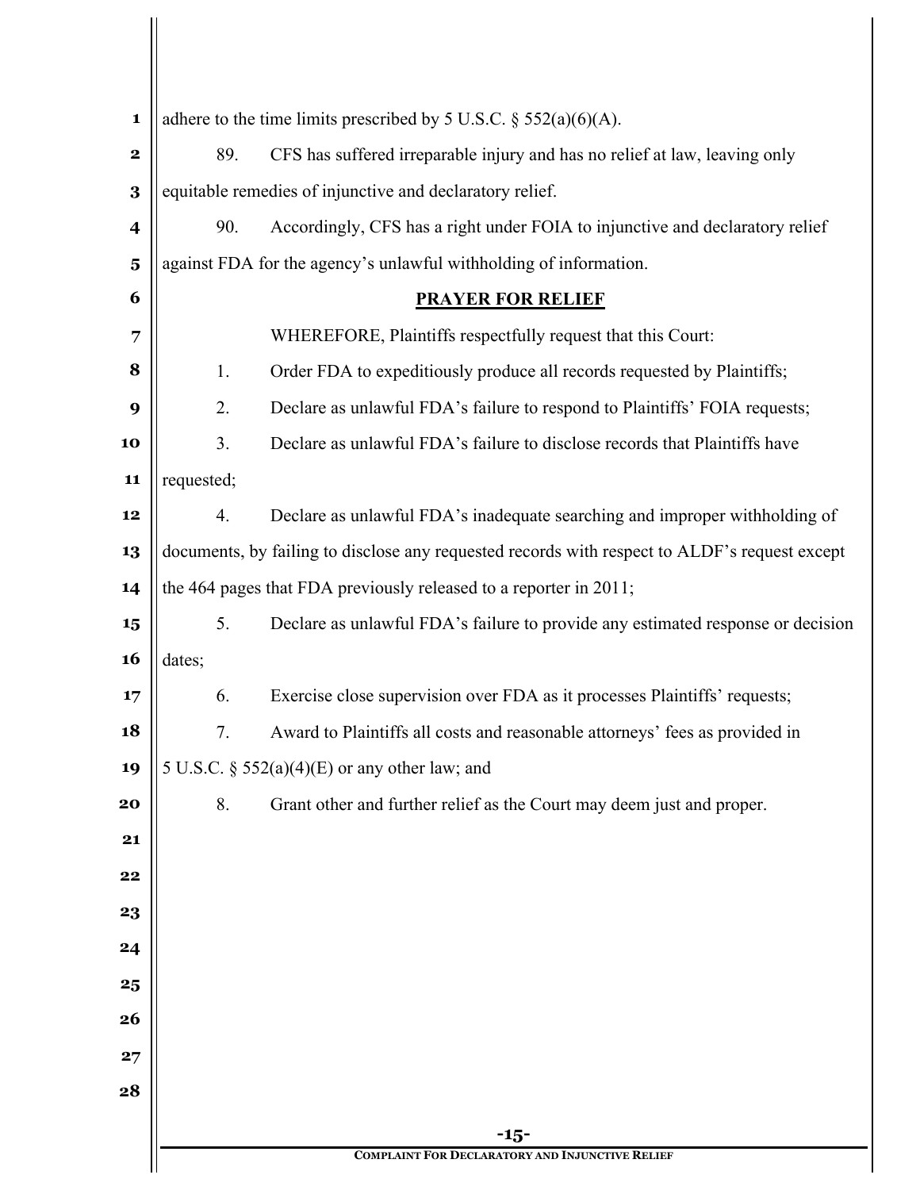adhere to the time limits prescribed by 5 U.S.C. § 552(a)(6)(A).

89. CFS has suffered irreparable injury and has no relief at law, leaving only equitable remedies of injunctive and declaratory relief.

90. Accordingly, CFS has a right under FOIA to injunctive and declaratory relief against FDA for the agency's unlawful withholding of information.

## PRAYER FOR RELIEF

WHEREFORE, Plaintiffs respectfully request that this Court:

1. Order FDA to expeditiously produce all records requested by Plaintiffs;

2. Declare as unlawful FDA's failure to respond to Plaintiffs' FOIA requests;

3. Declare as unlawful FDA's failure to disclose records that Plaintiffs have requested;

4. Declare as unlawful FDA's inadequate searching and improper withholding of documents, by failing to disclose any requested records with respect to ALDF's request except the 464 pages that FDA previously released to a reporter in 2011;

5. Declare as unlawful FDA's failure to provide any estimated response or decision dates;

6. Exercise close supervision over FDA as it processes Plaintiffs' requests;

7. Award to Plaintiffs all costs and reasonable attorneys' fees as provided in 5 U.S.C. § 552(a)(4)(E) or any other law; and

8. Grant other and further relief as the Court may deem just and proper.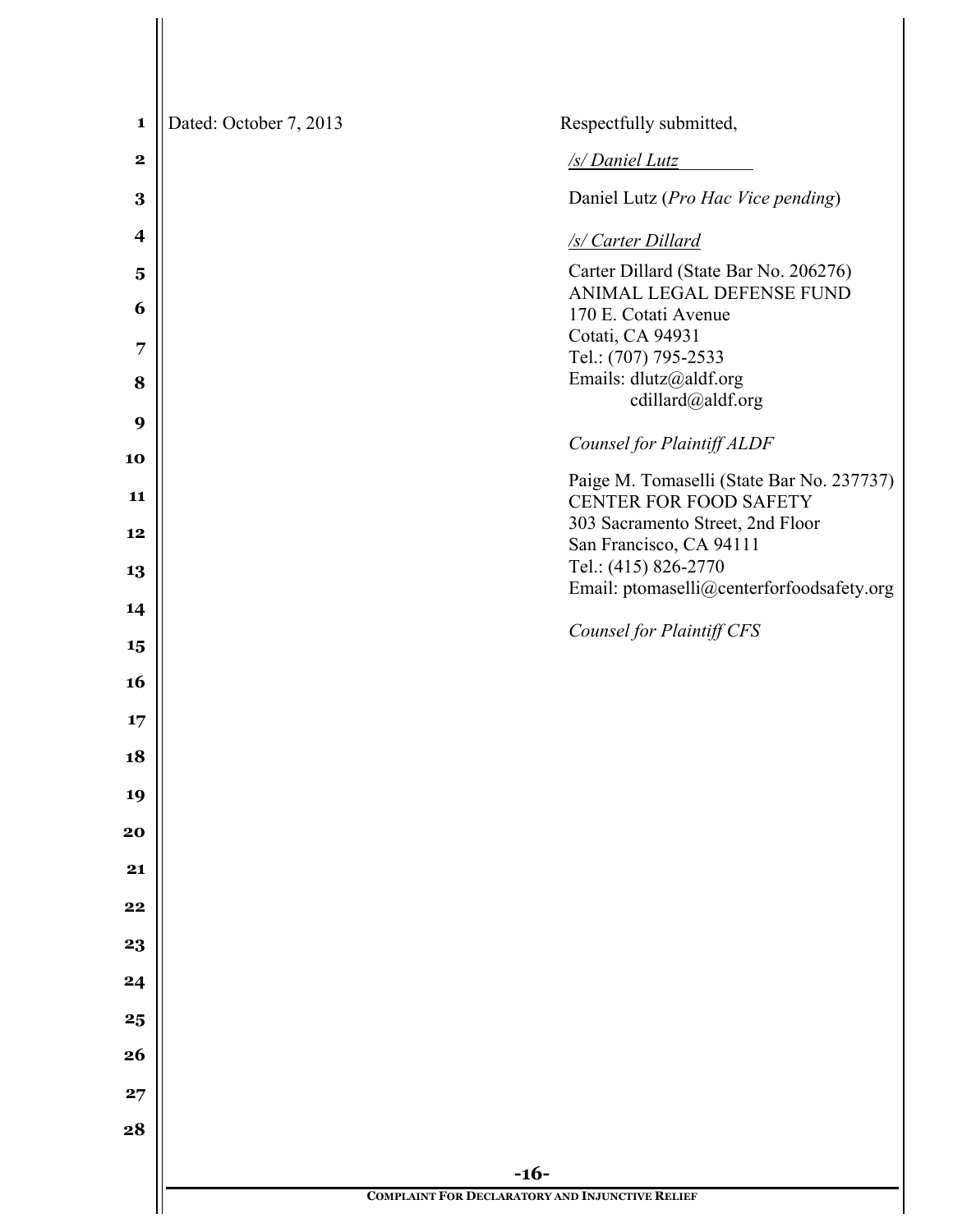Dated: October 7, 2013

Respectfully submitted,

*/s/ Daniel Lutz*

Daniel Lutz (*Pro Hac Vice pending*)

*/s/ Carter Dillard*

Carter Dillard (State Bar No. 206276)
ANIMAL LEGAL DEFENSE FUND
170 E. Cotati Avenue
Cotati, CA 94931
Tel.: (707) 795-2533
Emails: dlutz@aldf.org
cdillard@aldf.org

*Counsel for Plaintiff ALDF*

Paige M. Tomaselli (State Bar No. 237737)
CENTER FOR FOOD SAFETY
303 Sacramento Street, 2nd Floor
San Francisco, CA 94111
Tel.: (415) 826-2770
Email: ptomaselli@centerforfoodsafety.org

*Counsel for Plaintiff CFS*